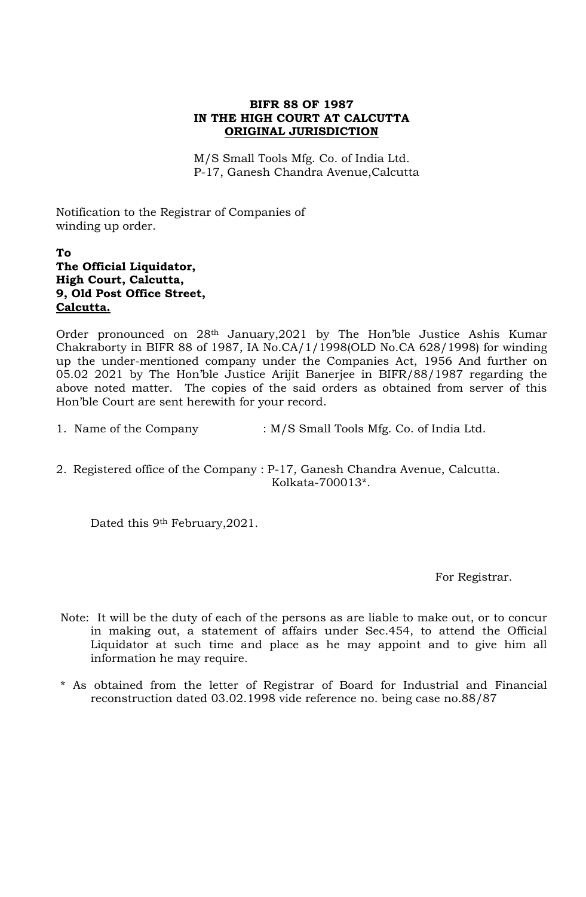**BIFR 88 OF 1987**
**IN THE HIGH COURT AT CALCUTTA**
**ORIGINAL JURISDICTION**

M/S Small Tools Mfg. Co. of India Ltd.
P-17, Ganesh Chandra Avenue,Calcutta

Notification to the Registrar of Companies of
winding up order.

**To**
**The Official Liquidator,**
**High Court, Calcutta,**
**9, Old Post Office Street,**
**Calcutta.**

Order pronounced on 28th January,2021 by The Hon'ble Justice Ashis Kumar Chakraborty in BIFR 88 of 1987, IA No.CA/1/1998(OLD No.CA 628/1998) for winding up the under-mentioned company under the Companies Act, 1956 And further on 05.02 2021 by The Hon'ble Justice Arijit Banerjee in BIFR/88/1987 regarding the above noted matter. The copies of the said orders as obtained from server of this Hon'ble Court are sent herewith for your record.

1. Name of the Company : M/S Small Tools Mfg. Co. of India Ltd.

2. Registered office of the Company : P-17, Ganesh Chandra Avenue, Calcutta. Kolkata-700013*.

Dated this 9th February,2021.

For Registrar.

Note: It will be the duty of each of the persons as are liable to make out, or to concur in making out, a statement of affairs under Sec.454, to attend the Official Liquidator at such time and place as he may appoint and to give him all information he may require.

* As obtained from the letter of Registrar of Board for Industrial and Financial reconstruction dated 03.02.1998 vide reference no. being case no.88/87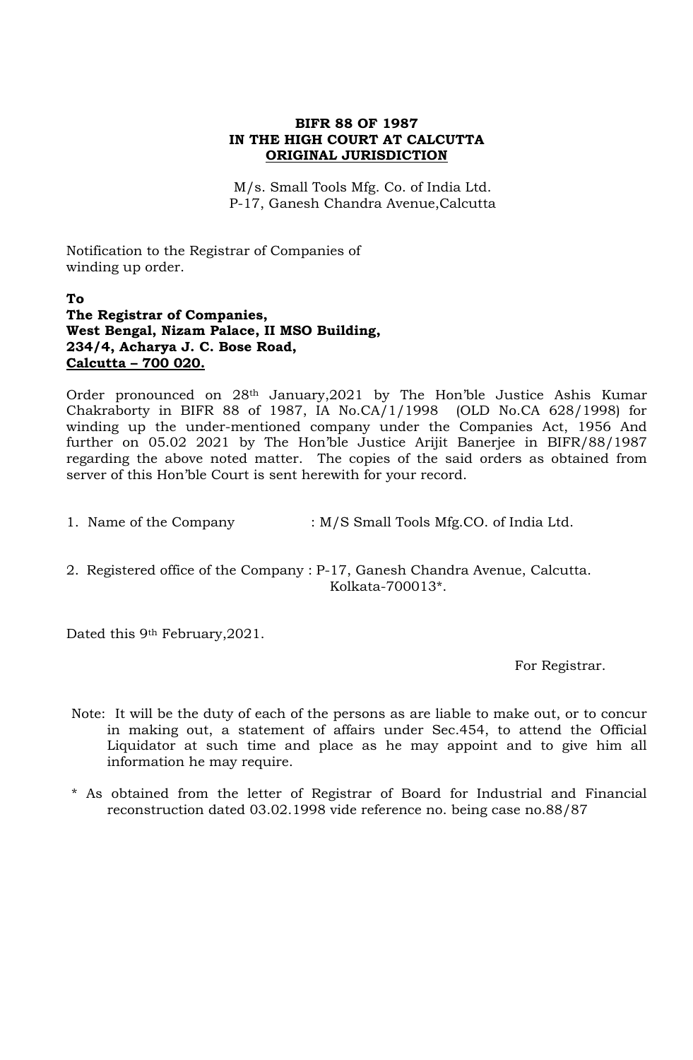**BIFR 88 OF 1987**
**IN THE HIGH COURT AT CALCUTTA**
**ORIGINAL JURISDICTION**

M/s. Small Tools Mfg. Co. of India Ltd.
P-17, Ganesh Chandra Avenue,Calcutta

Notification to the Registrar of Companies of winding up order.

**To**
**The Registrar of Companies,**
**West Bengal, Nizam Palace, II MSO Building,**
**234/4, Acharya J. C. Bose Road,**
**Calcutta – 700 020.**

Order pronounced on 28th January,2021 by The Hon'ble Justice Ashis Kumar Chakraborty in BIFR 88 of 1987, IA No.CA/1/1998 (OLD No.CA 628/1998) for winding up the under-mentioned company under the Companies Act, 1956 And further on 05.02 2021 by The Hon'ble Justice Arijit Banerjee in BIFR/88/1987 regarding the above noted matter. The copies of the said orders as obtained from server of this Hon'ble Court is sent herewith for your record.

1. Name of the Company : M/S Small Tools Mfg.CO. of India Ltd.

2. Registered office of the Company : P-17, Ganesh Chandra Avenue, Calcutta. Kolkata-700013*.

Dated this 9th February,2021.

For Registrar.

Note: It will be the duty of each of the persons as are liable to make out, or to concur in making out, a statement of affairs under Sec.454, to attend the Official Liquidator at such time and place as he may appoint and to give him all information he may require.

* As obtained from the letter of Registrar of Board for Industrial and Financial reconstruction dated 03.02.1998 vide reference no. being case no.88/87